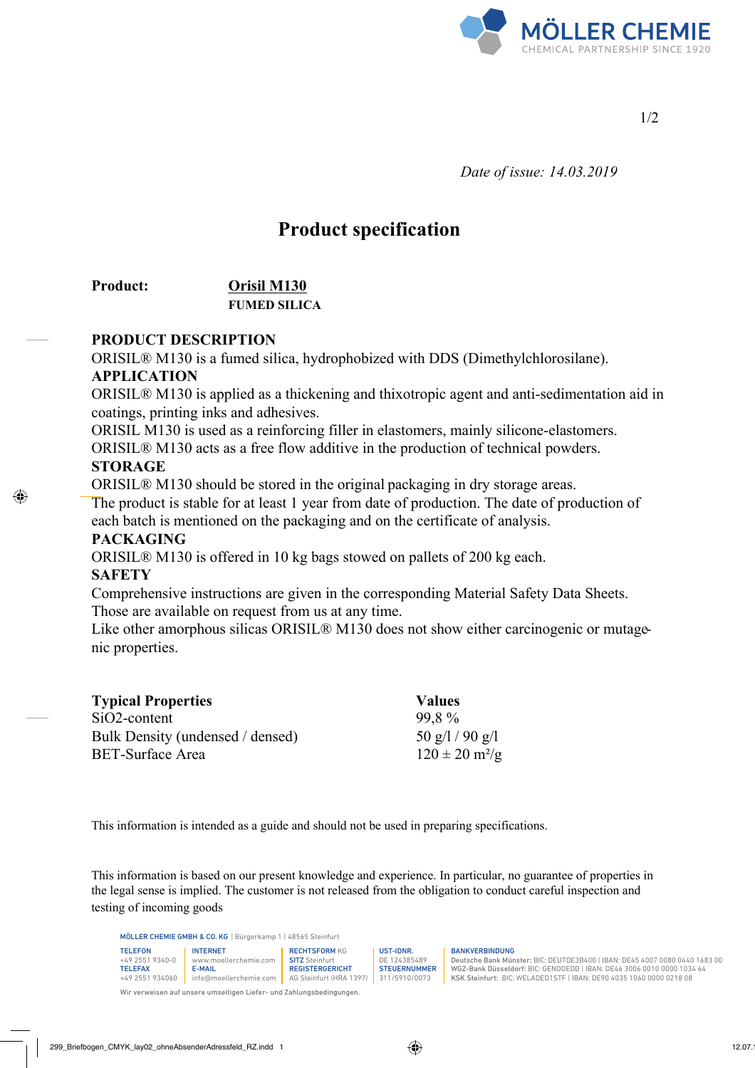*Date of issue: 14.03.2019*

# Product specification

**Product:** **Orisil M130**
**FUMED SILICA**

**PRODUCT DESCRIPTION**
ORISIL® M130 is a fumed silica, hydrophobized with DDS (Dimethylchlorosilane).
**APPLICATION**
ORISIL® M130 is applied as a thickening and thixotropic agent and anti-sedimentation aid in coatings, printing inks and adhesives.
ORISIL M130 is used as a reinforcing filler in elastomers, mainly silicone-elastomers.
ORISIL® M130 acts as a free flow additive in the production of technical powders.
**STORAGE**
ORISIL® M130 should be stored in the original packaging in dry storage areas.
The product is stable for at least 1 year from date of production. The date of production of each batch is mentioned on the packaging and on the certificate of analysis.
**PACKAGING**
ORISIL® M130 is offered in 10 kg bags stowed on pallets of 200 kg each.
**SAFETY**
Comprehensive instructions are given in the corresponding Material Safety Data Sheets. Those are available on request from us at any time.
Like other amorphous silicas ORISIL® M130 does not show either carcinogenic or mutagenic properties.

| Typical Properties | Values |
|---|---|
| $SiO_2$-content | 99,8 % |
| Bulk Density (undensed / densed) | 50 g/l / 90 g/l |
| BET-Surface Area | $120 \pm 20$ m²/g |

This information is intended as a guide and should not be used in preparing specifications.

This information is based on our present knowledge and experience. In particular, no guarantee of properties in the legal sense is implied. The customer is not released from the obligation to conduct careful inspection and testing of incoming goods

MÖLLER CHEMIE GMBH & CO. KG | Bürgerkamp 1 | 48565 Steinfurt

TELEFON +49 2551 9340-0 | TELEFAX +49 2551 934060 | INTERNET www.moellerchemie.com | E-MAIL info@moellerchemie.com | RECHTSFORM KG | SITZ Steinfurt | REGISTERGERICHT AG Steinfurt (HRA 1397) | UST-IDNR. DE 124385489 | STEUERNUMMER 311/5910/0073 | BANKVERBINDUNG Deutsche Bank Münster: BIC: DEUTDE3B400 | IBAN: DE45 4007 0080 0440 1683 00 | WGZ-Bank Düsseldorf: BIC: GENODEDD | IBAN: DE46 3006 0010 0000 1034 64 | KSK Steinfurt: BIC: WELADED1STF | IBAN: DE90 4035 1060 0000 0218 08

Wir verweisen auf unsere umseitigen Liefer- und Zahlungsbedingungen.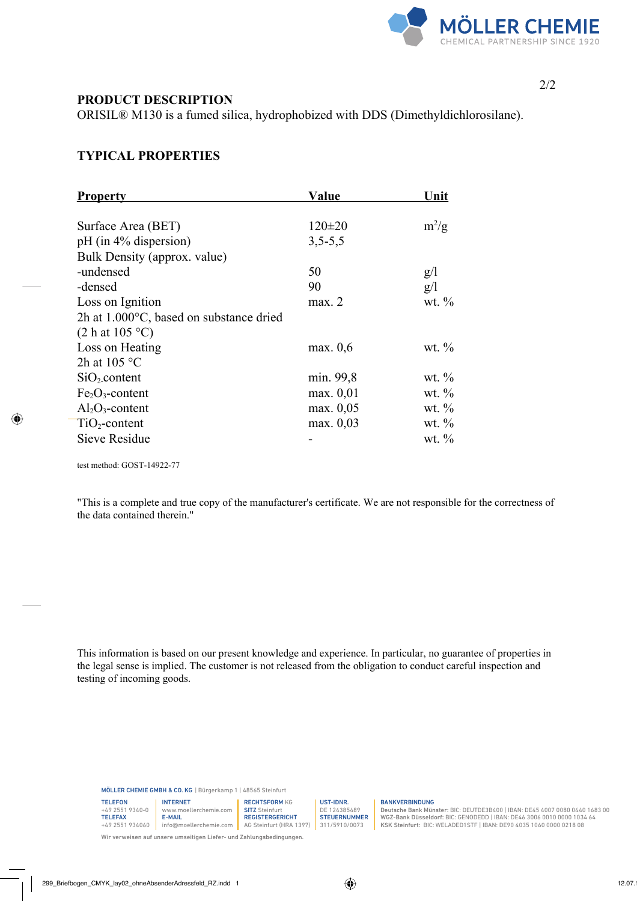## PRODUCT DESCRIPTION

ORISIL® M130 is a fumed silica, hydrophobized with DDS (Dimethyldichlorosilane).

## TYPICAL PROPERTIES

| Property | Value | Unit |
|---|---|---|
| Surface Area (BET) | 120±20 | $m^2/g$ |
| pH (in 4% dispersion) | 3,5-5,5 | |
| Bulk Density (approx. value) | | |
| -undensed | 50 | g/l |
| -densed | 90 | g/l |
| Loss on Ignition<br>2h at 1.000°C, based on substance dried (2 h at 105 °C) | max. 2 | wt. % |
| Loss on Heating<br>2h at 105 °C | max. 0,6 | wt. % |
| $SiO_2$ content | min. 99,8 | wt. % |
| $Fe_2O_3$-content | max. 0,01 | wt. % |
| $Al_2O_3$-content | max. 0,05 | wt. % |
| $TiO_2$-content | max. 0,03 | wt. % |
| Sieve Residue | - | wt. % |

test method: GOST-14922-77

"This is a complete and true copy of the manufacturer's certificate. We are not responsible for the correctness of the data contained therein."

This information is based on our present knowledge and experience. In particular, no guarantee of properties in the legal sense is implied. The customer is not released from the obligation to conduct careful inspection and testing of incoming goods.